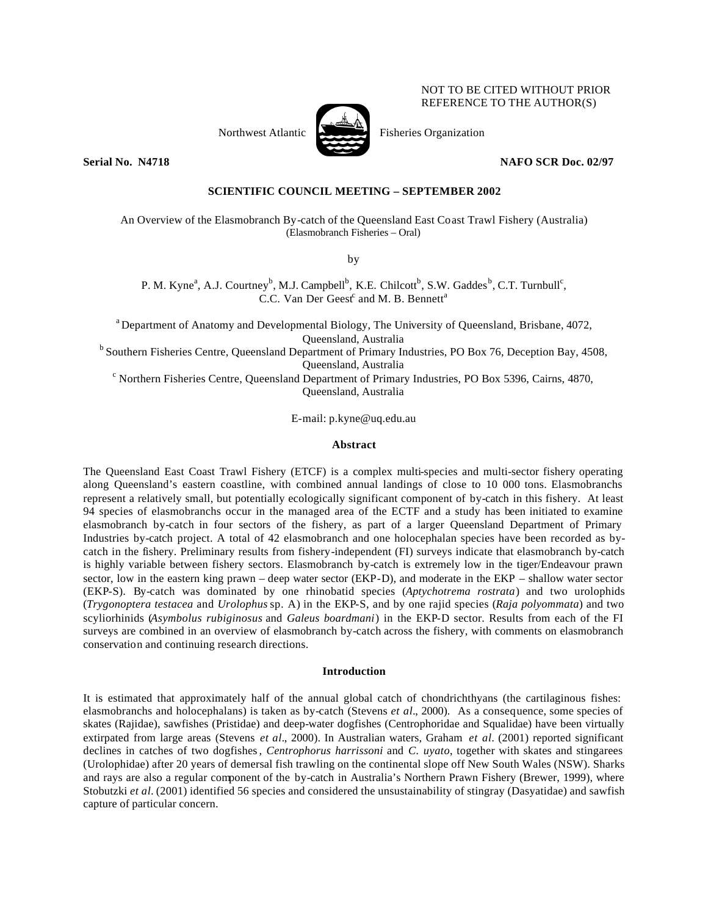NOT TO BE CITED WITHOUT PRIOR REFERENCE TO THE AUTHOR(S)

Northwest Atlantic Fisheries Organization

**Serial No. N4718** **NAFO SCR Doc. 02/97**

**SCIENTIFIC COUNCIL MEETING – SEPTEMBER 2002**

An Overview of the Elasmobranch By-catch of the Queensland East Coast Trawl Fishery (Australia)
(Elasmobranch Fisheries – Oral)

by

P. M. Kyne[a], A.J. Courtney[b], M.J. Campbell[b], K.E. Chilcott[b], S.W. Gaddes[b], C.T. Turnbull[c], C.C. Van Der Geest[c] and M. B. Bennett[a]

[a] Department of Anatomy and Developmental Biology, The University of Queensland, Brisbane, 4072, Queensland, Australia

[b] Southern Fisheries Centre, Queensland Department of Primary Industries, PO Box 76, Deception Bay, 4508, Queensland, Australia

[c] Northern Fisheries Centre, Queensland Department of Primary Industries, PO Box 5396, Cairns, 4870, Queensland, Australia

E-mail: p.kyne@uq.edu.au

## Abstract

The Queensland East Coast Trawl Fishery (ETCF) is a complex multi-species and multi-sector fishery operating along Queensland's eastern coastline, with combined annual landings of close to 10 000 tons. Elasmobranchs represent a relatively small, but potentially ecologically significant component of by-catch in this fishery. At least 94 species of elasmobranchs occur in the managed area of the ECTF and a study has been initiated to examine elasmobranch by-catch in four sectors of the fishery, as part of a larger Queensland Department of Primary Industries by-catch project. A total of 42 elasmobranch and one holocephalan species have been recorded as by-catch in the fishery. Preliminary results from fishery-independent (FI) surveys indicate that elasmobranch by-catch is highly variable between fishery sectors. Elasmobranch by-catch is extremely low in the tiger/Endeavour prawn sector, low in the eastern king prawn – deep water sector (EKP-D), and moderate in the EKP – shallow water sector (EKP-S). By-catch was dominated by one rhinobatid species (*Aptychotrema rostrata*) and two urolophids (*Trygonoptera testacea* and *Urolophus* sp. A) in the EKP-S, and by one rajid species (*Raja polyommata*) and two scyliorhinids (*Asymbolus rubiginosus* and *Galeus boardmani*) in the EKP-D sector. Results from each of the FI surveys are combined in an overview of elasmobranch by-catch across the fishery, with comments on elasmobranch conservation and continuing research directions.

## Introduction

It is estimated that approximately half of the annual global catch of chondrichthyans (the cartilaginous fishes: elasmobranchs and holocephalans) is taken as by-catch (Stevens *et al*., 2000). As a consequence, some species of skates (Rajidae), sawfishes (Pristidae) and deep-water dogfishes (Centrophoridae and Squalidae) have been virtually extirpated from large areas (Stevens *et al*., 2000). In Australian waters, Graham *et al*. (2001) reported significant declines in catches of two dogfishes, *Centrophorus harrissoni* and *C. uyato*, together with skates and stingarees (Urolophidae) after 20 years of demersal fish trawling on the continental slope off New South Wales (NSW). Sharks and rays are also a regular component of the by-catch in Australia's Northern Prawn Fishery (Brewer, 1999), where Stobutzki *et al*. (2001) identified 56 species and considered the unsustainability of stingray (Dasyatidae) and sawfish capture of particular concern.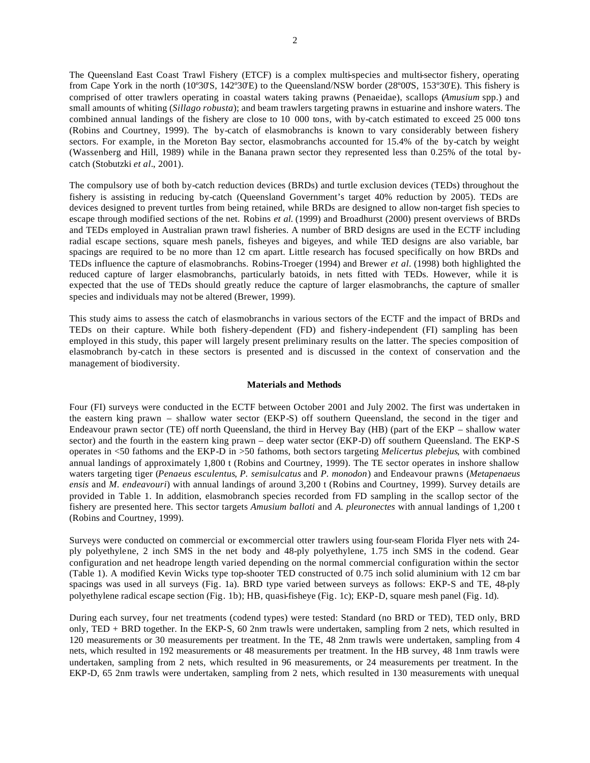The Queensland East Coast Trawl Fishery (ETCF) is a complex multi-species and multi-sector fishery, operating from Cape York in the north (10º30'S, 142º30'E) to the Queensland/NSW border (28º00'S, 153º30'E). This fishery is comprised of otter trawlers operating in coastal waters taking prawns (Penaeidae), scallops (*Amusium* spp.) and small amounts of whiting (*Sillago robusta*); and beam trawlers targeting prawns in estuarine and inshore waters. The combined annual landings of the fishery are close to 10 000 tons, with by-catch estimated to exceed 25 000 tons (Robins and Courtney, 1999). The by-catch of elasmobranchs is known to vary considerably between fishery sectors. For example, in the Moreton Bay sector, elasmobranchs accounted for 15.4% of the by-catch by weight (Wassenberg and Hill, 1989) while in the Banana prawn sector they represented less than 0.25% of the total by-catch (Stobutzki *et al*., 2001).

The compulsory use of both by-catch reduction devices (BRDs) and turtle exclusion devices (TEDs) throughout the fishery is assisting in reducing by-catch (Queensland Government's target 40% reduction by 2005). TEDs are devices designed to prevent turtles from being retained, while BRDs are designed to allow non-target fish species to escape through modified sections of the net. Robins *et al.* (1999) and Broadhurst (2000) present overviews of BRDs and TEDs employed in Australian prawn trawl fisheries. A number of BRD designs are used in the ECTF including radial escape sections, square mesh panels, fisheyes and bigeyes, and while TED designs are also variable, bar spacings are required to be no more than 12 cm apart. Little research has focused specifically on how BRDs and TEDs influence the capture of elasmobranchs. Robins-Troeger (1994) and Brewer *et al*. (1998) both highlighted the reduced capture of larger elasmobranchs, particularly batoids, in nets fitted with TEDs. However, while it is expected that the use of TEDs should greatly reduce the capture of larger elasmobranchs, the capture of smaller species and individuals may not be altered (Brewer, 1999).

This study aims to assess the catch of elasmobranchs in various sectors of the ECTF and the impact of BRDs and TEDs on their capture. While both fishery-dependent (FD) and fishery-independent (FI) sampling has been employed in this study, this paper will largely present preliminary results on the latter. The species composition of elasmobranch by-catch in these sectors is presented and is discussed in the context of conservation and the management of biodiversity.

## Materials and Methods

Four (FI) surveys were conducted in the ECTF between October 2001 and July 2002. The first was undertaken in the eastern king prawn – shallow water sector (EKP-S) off southern Queensland, the second in the tiger and Endeavour prawn sector (TE) off north Queensland, the third in Hervey Bay (HB) (part of the EKP – shallow water sector) and the fourth in the eastern king prawn – deep water sector (EKP-D) off southern Queensland. The EKP-S operates in <50 fathoms and the EKP-D in >50 fathoms, both sectors targeting *Melicertus plebejus*, with combined annual landings of approximately 1,800 t (Robins and Courtney, 1999). The TE sector operates in inshore shallow waters targeting tiger (*Penaeus esculentus*, *P. semisulcatus* and *P. monodon*) and Endeavour prawns (*Metapenaeus ensis* and *M. endeavouri*) with annual landings of around 3,200 t (Robins and Courtney, 1999). Survey details are provided in Table 1. In addition, elasmobranch species recorded from FD sampling in the scallop sector of the fishery are presented here. This sector targets *Amusium balloti* and *A. pleuronectes* with annual landings of 1,200 t (Robins and Courtney, 1999).

Surveys were conducted on commercial or ex-commercial otter trawlers using four-seam Florida Flyer nets with 24-ply polyethylene, 2 inch SMS in the net body and 48-ply polyethylene, 1.75 inch SMS in the codend. Gear configuration and net headrope length varied depending on the normal commercial configuration within the sector (Table 1). A modified Kevin Wicks type top-shooter TED constructed of 0.75 inch solid aluminium with 12 cm bar spacings was used in all surveys (Fig. 1a). BRD type varied between surveys as follows: EKP-S and TE, 48-ply polyethylene radical escape section (Fig. 1b); HB, quasi-fisheye (Fig. 1c); EKP-D, square mesh panel (Fig. 1d).

During each survey, four net treatments (codend types) were tested: Standard (no BRD or TED), TED only, BRD only, TED + BRD together. In the EKP-S, 60 2nm trawls were undertaken, sampling from 2 nets, which resulted in 120 measurements or 30 measurements per treatment. In the TE, 48 2nm trawls were undertaken, sampling from 4 nets, which resulted in 192 measurements or 48 measurements per treatment. In the HB survey, 48 1nm trawls were undertaken, sampling from 2 nets, which resulted in 96 measurements, or 24 measurements per treatment. In the EKP-D, 65 2nm trawls were undertaken, sampling from 2 nets, which resulted in 130 measurements with unequal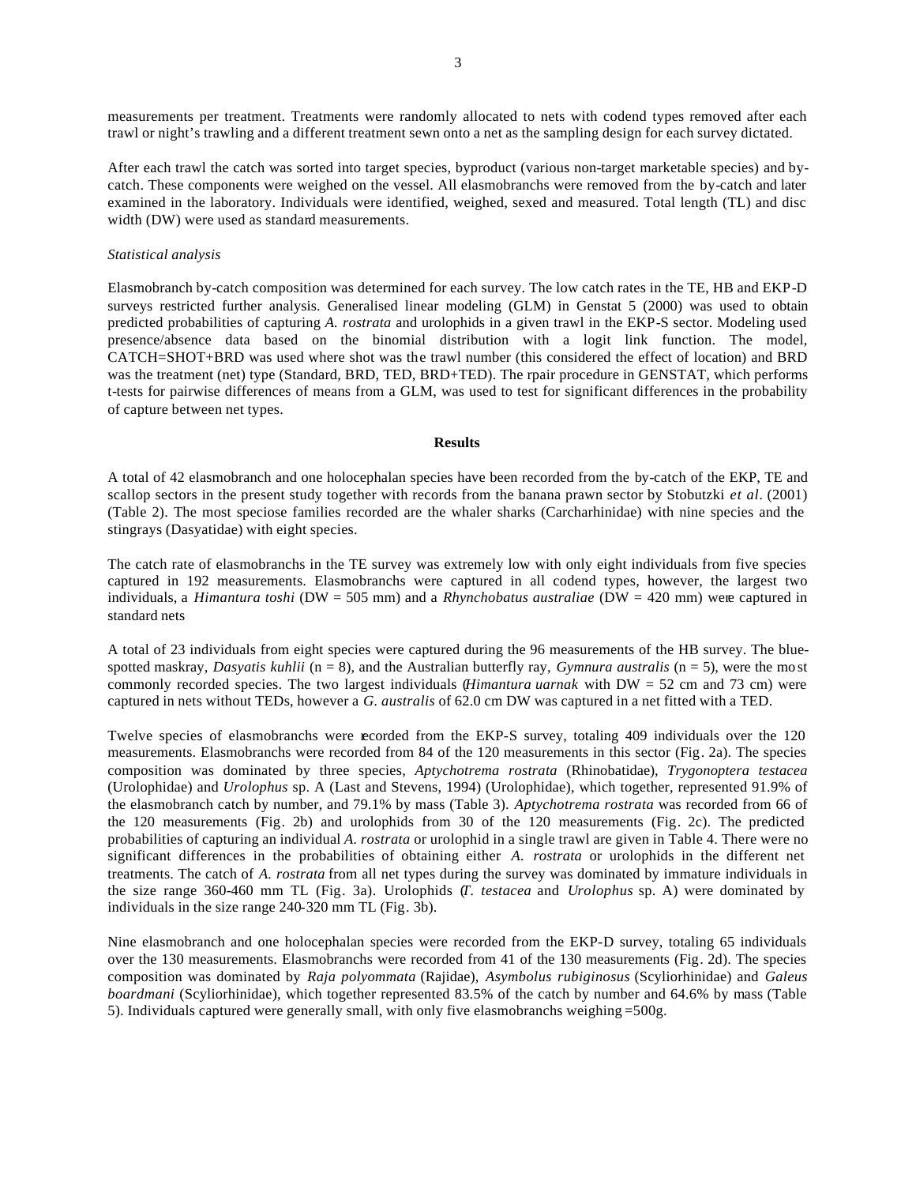measurements per treatment. Treatments were randomly allocated to nets with codend types removed after each trawl or night's trawling and a different treatment sewn onto a net as the sampling design for each survey dictated.

After each trawl the catch was sorted into target species, byproduct (various non-target marketable species) and by-catch. These components were weighed on the vessel. All elasmobranchs were removed from the by-catch and later examined in the laboratory. Individuals were identified, weighed, sexed and measured. Total length (TL) and disc width (DW) were used as standard measurements.

*Statistical analysis*

Elasmobranch by-catch composition was determined for each survey. The low catch rates in the TE, HB and EKP-D surveys restricted further analysis. Generalised linear modeling (GLM) in Genstat 5 (2000) was used to obtain predicted probabilities of capturing *A. rostrata* and urolophids in a given trawl in the EKP-S sector. Modeling used presence/absence data based on the binomial distribution with a logit link function. The model, CATCH=SHOT+BRD was used where shot was the trawl number (this considered the effect of location) and BRD was the treatment (net) type (Standard, BRD, TED, BRD+TED). The rpair procedure in GENSTAT, which performs t-tests for pairwise differences of means from a GLM, was used to test for significant differences in the probability of capture between net types.

## Results

A total of 42 elasmobranch and one holocephalan species have been recorded from the by-catch of the EKP, TE and scallop sectors in the present study together with records from the banana prawn sector by Stobutzki *et al.* (2001) (Table 2). The most speciose families recorded are the whaler sharks (Carcharhinidae) with nine species and the stingrays (Dasyatidae) with eight species.

The catch rate of elasmobranchs in the TE survey was extremely low with only eight individuals from five species captured in 192 measurements. Elasmobranchs were captured in all codend types, however, the largest two individuals, a *Himantura toshi* (DW = 505 mm) and a *Rhynchobatus australiae* (DW = 420 mm) were captured in standard nets

A total of 23 individuals from eight species were captured during the 96 measurements of the HB survey. The blue-spotted maskray, *Dasyatis kuhlii* (n = 8), and the Australian butterfly ray, *Gymnura australis* (n = 5), were the most commonly recorded species. The two largest individuals (*Himantura uarnak* with DW = 52 cm and 73 cm) were captured in nets without TEDs, however a *G. australis* of 62.0 cm DW was captured in a net fitted with a TED.

Twelve species of elasmobranchs were recorded from the EKP-S survey, totaling 409 individuals over the 120 measurements. Elasmobranchs were recorded from 84 of the 120 measurements in this sector (Fig. 2a). The species composition was dominated by three species, *Aptychotrema rostrata* (Rhinobatidae), *Trygonoptera testacea* (Urolophidae) and *Urolophus* sp. A (Last and Stevens, 1994) (Urolophidae), which together, represented 91.9% of the elasmobranch catch by number, and 79.1% by mass (Table 3). *Aptychotrema rostrata* was recorded from 66 of the 120 measurements (Fig. 2b) and urolophids from 30 of the 120 measurements (Fig. 2c). The predicted probabilities of capturing an individual *A. rostrata* or urolophid in a single trawl are given in Table 4. There were no significant differences in the probabilities of obtaining either *A. rostrata* or urolophids in the different net treatments. The catch of *A. rostrata* from all net types during the survey was dominated by immature individuals in the size range 360-460 mm TL (Fig. 3a). Urolophids (*T. testacea* and *Urolophus* sp. A) were dominated by individuals in the size range 240-320 mm TL (Fig. 3b).

Nine elasmobranch and one holocephalan species were recorded from the EKP-D survey, totaling 65 individuals over the 130 measurements. Elasmobranchs were recorded from 41 of the 130 measurements (Fig. 2d). The species composition was dominated by *Raja polyommata* (Rajidae), *Asymbolus rubiginosus* (Scyliorhinidae) and *Galeus boardmani* (Scyliorhinidae), which together represented 83.5% of the catch by number and 64.6% by mass (Table 5). Individuals captured were generally small, with only five elasmobranchs weighing =500g.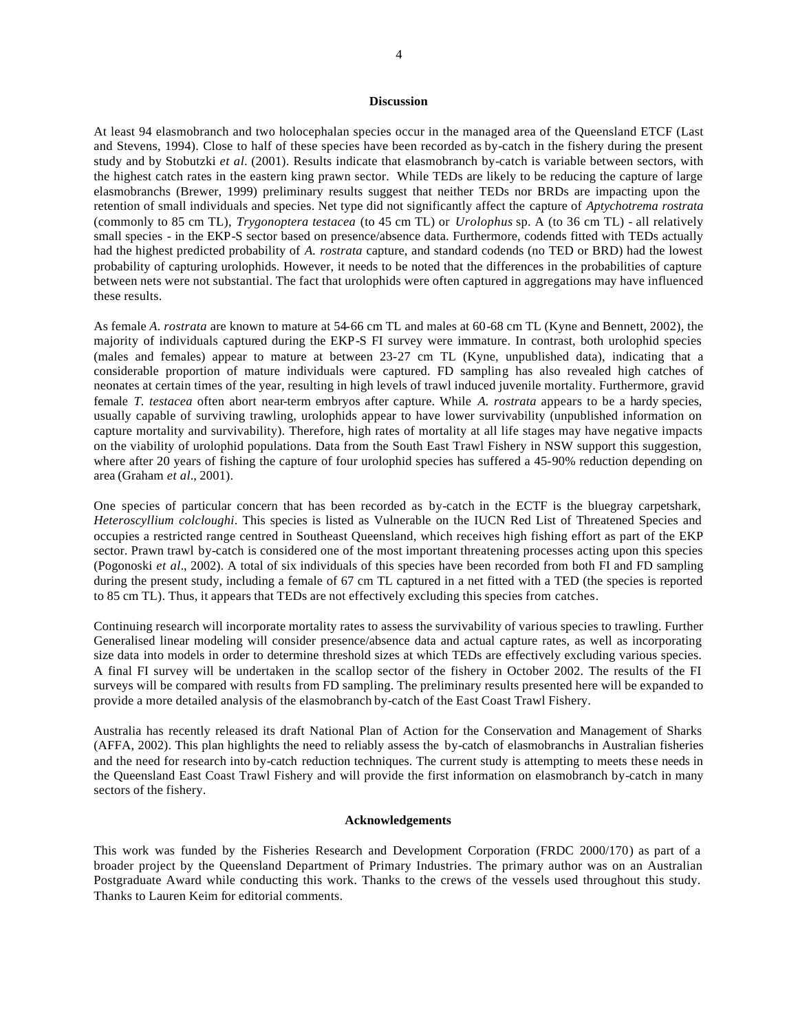## Discussion

At least 94 elasmobranch and two holocephalan species occur in the managed area of the Queensland ETCF (Last and Stevens, 1994). Close to half of these species have been recorded as by-catch in the fishery during the present study and by Stobutzki *et al*. (2001). Results indicate that elasmobranch by-catch is variable between sectors, with the highest catch rates in the eastern king prawn sector. While TEDs are likely to be reducing the capture of large elasmobranchs (Brewer, 1999) preliminary results suggest that neither TEDs nor BRDs are impacting upon the retention of small individuals and species. Net type did not significantly affect the capture of *Aptychotrema rostrata* (commonly to 85 cm TL), *Trygonoptera testacea* (to 45 cm TL) or *Urolophus* sp. A (to 36 cm TL) - all relatively small species - in the EKP-S sector based on presence/absence data. Furthermore, codends fitted with TEDs actually had the highest predicted probability of *A. rostrata* capture, and standard codends (no TED or BRD) had the lowest probability of capturing urolophids. However, it needs to be noted that the differences in the probabilities of capture between nets were not substantial. The fact that urolophids were often captured in aggregations may have influenced these results.

As female *A. rostrata* are known to mature at 54-66 cm TL and males at 60-68 cm TL (Kyne and Bennett, 2002), the majority of individuals captured during the EKP-S FI survey were immature. In contrast, both urolophid species (males and females) appear to mature at between 23-27 cm TL (Kyne, unpublished data), indicating that a considerable proportion of mature individuals were captured. FD sampling has also revealed high catches of neonates at certain times of the year, resulting in high levels of trawl induced juvenile mortality. Furthermore, gravid female *T. testacea* often abort near-term embryos after capture. While *A. rostrata* appears to be a hardy species, usually capable of surviving trawling, urolophids appear to have lower survivability (unpublished information on capture mortality and survivability). Therefore, high rates of mortality at all life stages may have negative impacts on the viability of urolophid populations. Data from the South East Trawl Fishery in NSW support this suggestion, where after 20 years of fishing the capture of four urolophid species has suffered a 45-90% reduction depending on area (Graham *et al*., 2001).

One species of particular concern that has been recorded as by-catch in the ECTF is the bluegray carpetshark, *Heteroscyllium colcloughi*. This species is listed as Vulnerable on the IUCN Red List of Threatened Species and occupies a restricted range centred in Southeast Queensland, which receives high fishing effort as part of the EKP sector. Prawn trawl by-catch is considered one of the most important threatening processes acting upon this species (Pogonoski *et al*., 2002). A total of six individuals of this species have been recorded from both FI and FD sampling during the present study, including a female of 67 cm TL captured in a net fitted with a TED (the species is reported to 85 cm TL). Thus, it appears that TEDs are not effectively excluding this species from catches.

Continuing research will incorporate mortality rates to assess the survivability of various species to trawling. Further Generalised linear modeling will consider presence/absence data and actual capture rates, as well as incorporating size data into models in order to determine threshold sizes at which TEDs are effectively excluding various species. A final FI survey will be undertaken in the scallop sector of the fishery in October 2002. The results of the FI surveys will be compared with results from FD sampling. The preliminary results presented here will be expanded to provide a more detailed analysis of the elasmobranch by-catch of the East Coast Trawl Fishery.

Australia has recently released its draft National Plan of Action for the Conservation and Management of Sharks (AFFA, 2002). This plan highlights the need to reliably assess the by-catch of elasmobranchs in Australian fisheries and the need for research into by-catch reduction techniques. The current study is attempting to meets these needs in the Queensland East Coast Trawl Fishery and will provide the first information on elasmobranch by-catch in many sectors of the fishery.

## Acknowledgements

This work was funded by the Fisheries Research and Development Corporation (FRDC 2000/170) as part of a broader project by the Queensland Department of Primary Industries. The primary author was on an Australian Postgraduate Award while conducting this work. Thanks to the crews of the vessels used throughout this study. Thanks to Lauren Keim for editorial comments.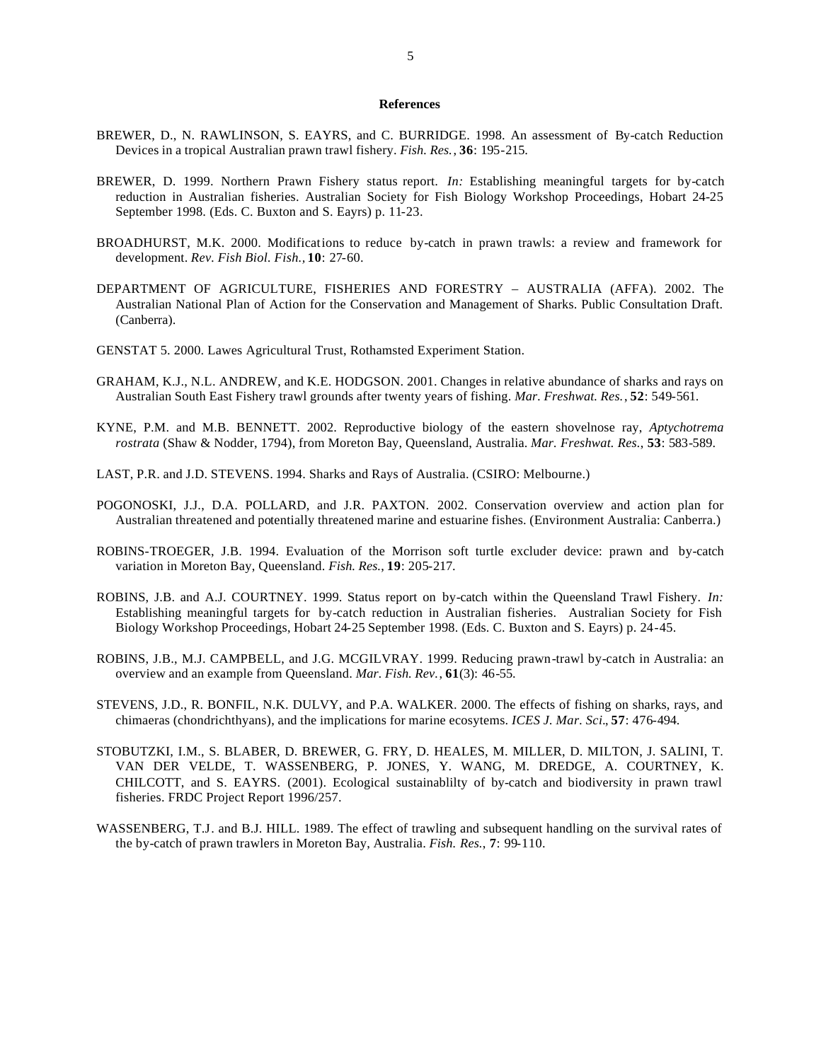## References

BREWER, D., N. RAWLINSON, S. EAYRS, and C. BURRIDGE. 1998. An assessment of By-catch Reduction Devices in a tropical Australian prawn trawl fishery. *Fish. Res.*, **36**: 195-215.

BREWER, D. 1999. Northern Prawn Fishery status report. *In:* Establishing meaningful targets for by-catch reduction in Australian fisheries. Australian Society for Fish Biology Workshop Proceedings, Hobart 24-25 September 1998. (Eds. C. Buxton and S. Eayrs) p. 11-23.

BROADHURST, M.K. 2000. Modifications to reduce by-catch in prawn trawls: a review and framework for development. *Rev. Fish Biol. Fish.*, **10**: 27-60.

DEPARTMENT OF AGRICULTURE, FISHERIES AND FORESTRY – AUSTRALIA (AFFA). 2002. The Australian National Plan of Action for the Conservation and Management of Sharks. Public Consultation Draft. (Canberra).

GENSTAT 5. 2000. Lawes Agricultural Trust, Rothamsted Experiment Station.

GRAHAM, K.J., N.L. ANDREW, and K.E. HODGSON. 2001. Changes in relative abundance of sharks and rays on Australian South East Fishery trawl grounds after twenty years of fishing. *Mar. Freshwat. Res.*, **52**: 549-561.

KYNE, P.M. and M.B. BENNETT. 2002. Reproductive biology of the eastern shovelnose ray, *Aptychotrema rostrata* (Shaw & Nodder, 1794), from Moreton Bay, Queensland, Australia. *Mar. Freshwat. Res.*, **53**: 583-589.

LAST, P.R. and J.D. STEVENS. 1994. Sharks and Rays of Australia. (CSIRO: Melbourne.)

POGONOSKI, J.J., D.A. POLLARD, and J.R. PAXTON. 2002. Conservation overview and action plan for Australian threatened and potentially threatened marine and estuarine fishes. (Environment Australia: Canberra.)

ROBINS-TROEGER, J.B. 1994. Evaluation of the Morrison soft turtle excluder device: prawn and by-catch variation in Moreton Bay, Queensland. *Fish. Res.*, **19**: 205-217.

ROBINS, J.B. and A.J. COURTNEY. 1999. Status report on by-catch within the Queensland Trawl Fishery. *In:* Establishing meaningful targets for by-catch reduction in Australian fisheries. Australian Society for Fish Biology Workshop Proceedings, Hobart 24-25 September 1998. (Eds. C. Buxton and S. Eayrs) p. 24-45.

ROBINS, J.B., M.J. CAMPBELL, and J.G. MCGILVRAY. 1999. Reducing prawn-trawl by-catch in Australia: an overview and an example from Queensland. *Mar. Fish. Rev.*, **61**(3): 46-55.

STEVENS, J.D., R. BONFIL, N.K. DULVY, and P.A. WALKER. 2000. The effects of fishing on sharks, rays, and chimaeras (chondrichthyans), and the implications for marine ecosytems. *ICES J. Mar. Sci.*, **57**: 476-494.

STOBUTZKI, I.M., S. BLABER, D. BREWER, G. FRY, D. HEALES, M. MILLER, D. MILTON, J. SALINI, T. VAN DER VELDE, T. WASSENBERG, P. JONES, Y. WANG, M. DREDGE, A. COURTNEY, K. CHILCOTT, and S. EAYRS. (2001). Ecological sustainablilty of by-catch and biodiversity in prawn trawl fisheries. FRDC Project Report 1996/257.

WASSENBERG, T.J. and B.J. HILL. 1989. The effect of trawling and subsequent handling on the survival rates of the by-catch of prawn trawlers in Moreton Bay, Australia. *Fish. Res.*, **7**: 99-110.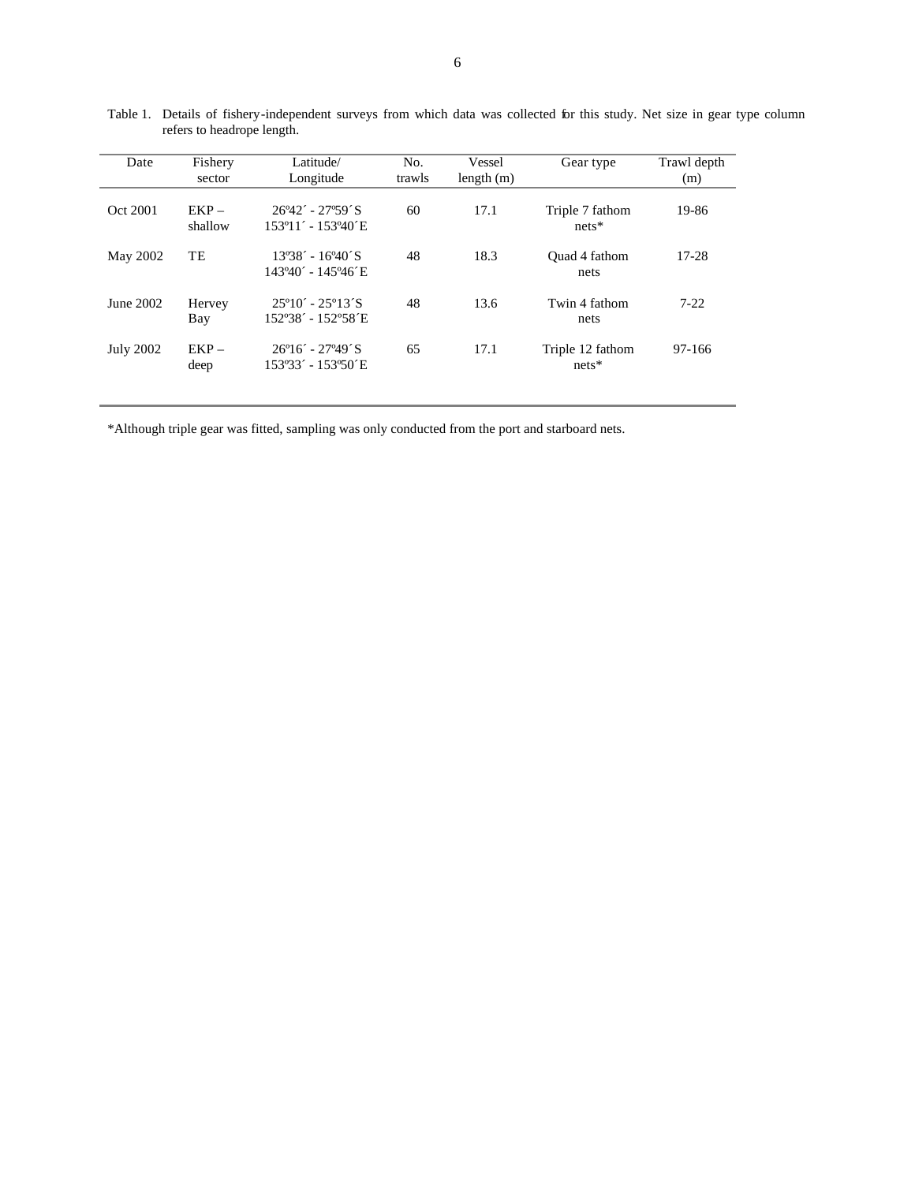Table 1. Details of fishery-independent surveys from which data was collected for this study. Net size in gear type column refers to headrope length.

| Date | Fishery sector | Latitude/ Longitude | No. trawls | Vessel length (m) | Gear type | Trawl depth (m) |
|---|---|---|---|---|---|---|
| Oct 2001 | EKP – shallow | 26º42´ - 27º59´S 153º11´ - 153º40´E | 60 | 17.1 | Triple 7 fathom nets* | 19-86 |
| May 2002 | TE | 13º38´ - 16º40´S 143º40´ - 145º46´E | 48 | 18.3 | Quad 4 fathom nets | 17-28 |
| June 2002 | Hervey Bay | 25º10´ - 25º13´S 152º38´ - 152º58´E | 48 | 13.6 | Twin 4 fathom nets | 7-22 |
| July 2002 | EKP – deep | 26º16´ - 27º49´S 153º33´ - 153º50´E | 65 | 17.1 | Triple 12 fathom nets* | 97-166 |

*Although triple gear was fitted, sampling was only conducted from the port and starboard nets.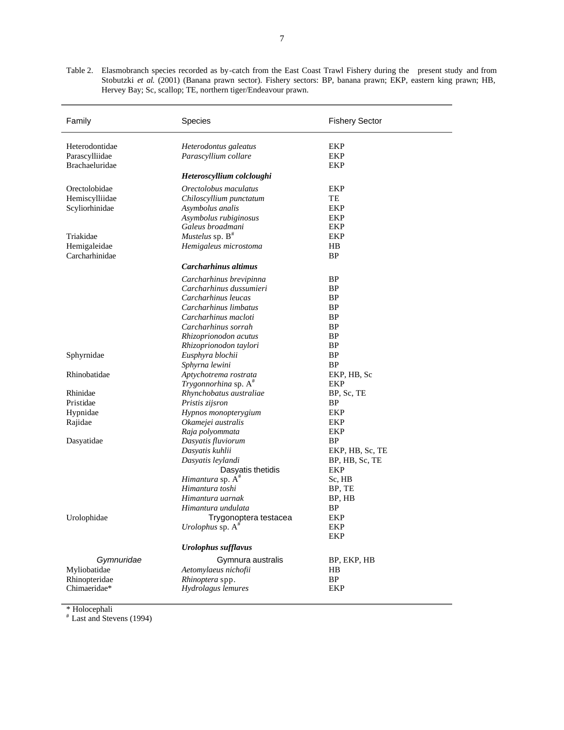Table 2. Elasmobranch species recorded as by-catch from the East Coast Trawl Fishery during the present study and from Stobutzki *et al.* (2001) (Banana prawn sector). Fishery sectors: BP, banana prawn; EKP, eastern king prawn; HB, Hervey Bay; Sc, scallop; TE, northern tiger/Endeavour prawn.

| Family | Species | Fishery Sector |
|---|---|---|
| Heterodontidae | *Heterodontus galeatus* | EKP |
| Parascylliidae | *Parascyllium collare* | EKP |
| Brachaeluridae | ***Heteroscyllium colcloughi*** | EKP |
| Orectolobidae | *Orectolobus maculatus* | EKP |
| Hemiscylliidae | *Chiloscyllium punctatum* | TE |
| Scyliorhinidae | *Asymbolus analis* | EKP |
| | *Asymbolus rubiginosus* | EKP |
| | *Galeus broadmani* | EKP |
| Triakidae | *Mustelus* sp. B[#] | EKP |
| Hemigaleidae | *Hemigaleus microstoma* | HB |
| Carcharhinidae | ***Carcharhinus altimus*** | BP |
| | *Carcharhinus brevipinna* | BP |
| | *Carcharhinus dussumieri* | BP |
| | *Carcharhinus leucas* | BP |
| | *Carcharhinus limbatus* | BP |
| | *Carcharhinus macloti* | BP |
| | *Carcharhinus sorrah* | BP |
| | *Rhizoprionodon acutus* | BP |
| | *Rhizoprionodon taylori* | BP |
| Sphyrnidae | *Eusphyra blochii* | BP |
| | *Sphyrna lewini* | BP |
| Rhinobatidae | *Aptychotrema rostrata* | EKP, HB, Sc |
| | *Trygonnorhina* sp. A[#] | EKP |
| Rhinidae | *Rhynchobatus australiae* | BP, Sc, TE |
| Pristidae | *Pristis zijsron* | BP |
| Hypnidae | *Hypnos monopterygium* | EKP |
| Rajidae | *Okamejei australis* | EKP |
| | *Raja polyommata* | EKP |
| Dasyatidae | *Dasyatis fluviorum* | BP |
| | *Dasyatis kuhlii* | EKP, HB, Sc, TE |
| | *Dasyatis leylandi* | BP, HB, Sc, TE |
| | Dasyatis thetidis | EKP |
| | *Himantura* sp. A[#] | Sc, HB |
| | *Himantura toshi* | BP, TE |
| | *Himantura uarnak* | BP, HB |
| | *Himantura undulata* | BP |
| Urolophidae | Trygonoptera testacea | EKP |
| | *Urolophus* sp. A[#] | EKP |
| | ***Urolophus sufflavus*** | EKP |
| *Gymnuridae* | Gymnura australis | BP, EKP, HB |
| Myliobatidae | *Aetomylaeus nichofii* | HB |
| Rhinopteridae | *Rhinoptera* spp. | BP |
| Chimaeridae* | *Hydrolagus lemures* | EKP |

\* Holocephali
[#] Last and Stevens (1994)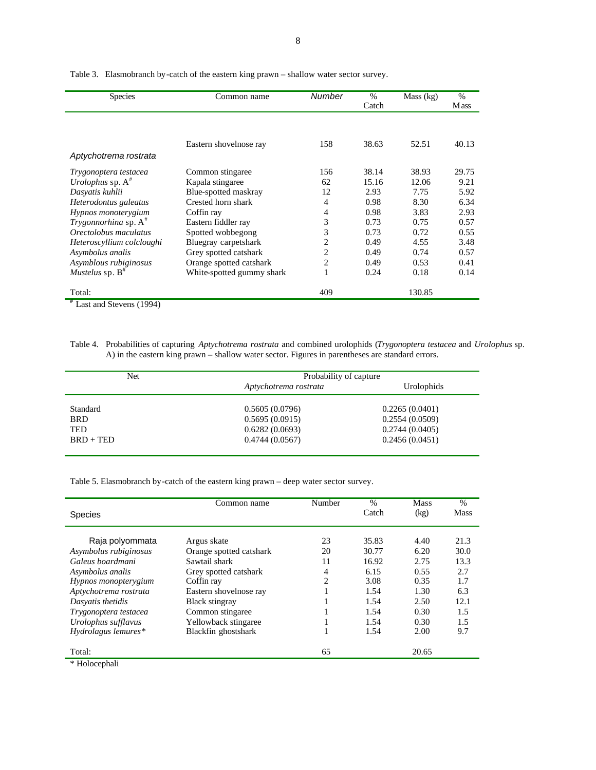Table 3. Elasmobranch by-catch of the eastern king prawn – shallow water sector survey.

| Species | Common name | Number | % Catch | Mass (kg) | % Mass |
|---|---|---|---|---|---|
| *Aptychotrema rostrata* | Eastern shovelnose ray | 158 | 38.63 | 52.51 | 40.13 |
| *Trygonoptera testacea* | Common stingaree | 156 | 38.14 | 38.93 | 29.75 |
| *Urolophus* sp. A[#] | Kapala stingaree | 62 | 15.16 | 12.06 | 9.21 |
| *Dasyatis kuhlii* | Blue-spotted maskray | 12 | 2.93 | 7.75 | 5.92 |
| *Heterodontus galeatus* | Crested horn shark | 4 | 0.98 | 8.30 | 6.34 |
| *Hypnos monoterygium* | Coffin ray | 4 | 0.98 | 3.83 | 2.93 |
| *Trygonnorhina* sp. A[#] | Eastern fiddler ray | 3 | 0.73 | 0.75 | 0.57 |
| *Orectolobus maculatus* | Spotted wobbegong | 3 | 0.73 | 0.72 | 0.55 |
| *Heteroscyllium colcloughi* | Bluegray carpetshark | 2 | 0.49 | 4.55 | 3.48 |
| *Asymbolus analis* | Grey spotted catshark | 2 | 0.49 | 0.74 | 0.57 |
| *Asymblous rubiginosus* | Orange spotted catshark | 2 | 0.49 | 0.53 | 0.41 |
| *Mustelus* sp. B[#] | White-spotted gummy shark | 1 | 0.24 | 0.18 | 0.14 |
| Total: | | 409 | | 130.85 | |

[#] Last and Stevens (1994)

Table 4. Probabilities of capturing *Aptychotrema rostrata* and combined urolophids (*Trygonoptera testacea* and *Urolophus* sp. A) in the eastern king prawn – shallow water sector. Figures in parentheses are standard errors.

| Net | Probability of capture | |
|---|---|---|
| | *Aptychotrema rostrata* | Urolophids |
| Standard | 0.5605 (0.0796) | 0.2265 (0.0401) |
| BRD | 0.5695 (0.0915) | 0.2554 (0.0509) |
| TED | 0.6282 (0.0693) | 0.2744 (0.0405) |
| BRD + TED | 0.4744 (0.0567) | 0.2456 (0.0451) |

Table 5. Elasmobranch by-catch of the eastern king prawn – deep water sector survey.

| Species | Common name | Number | % Catch | Mass (kg) | % Mass |
|---|---|---|---|---|---|
| Raja polyommata | Argus skate | 23 | 35.83 | 4.40 | 21.3 |
| *Asymbolus rubiginosus* | Orange spotted catshark | 20 | 30.77 | 6.20 | 30.0 |
| *Galeus boardmani* | Sawtail shark | 11 | 16.92 | 2.75 | 13.3 |
| *Asymbolus analis* | Grey spotted catshark | 4 | 6.15 | 0.55 | 2.7 |
| *Hypnos monopterygium* | Coffin ray | 2 | 3.08 | 0.35 | 1.7 |
| *Aptychotrema rostrata* | Eastern shovelnose ray | 1 | 1.54 | 1.30 | 6.3 |
| *Dasyatis thetidis* | Black stingray | 1 | 1.54 | 2.50 | 12.1 |
| *Trygonoptera testacea* | Common stingaree | 1 | 1.54 | 0.30 | 1.5 |
| *Urolophus sufflavus* | Yellowback stingaree | 1 | 1.54 | 0.30 | 1.5 |
| *Hydrolagus lemures** | Blackfin ghostshark | 1 | 1.54 | 2.00 | 9.7 |
| Total: | | 65 | | 20.65 | |

* Holocephali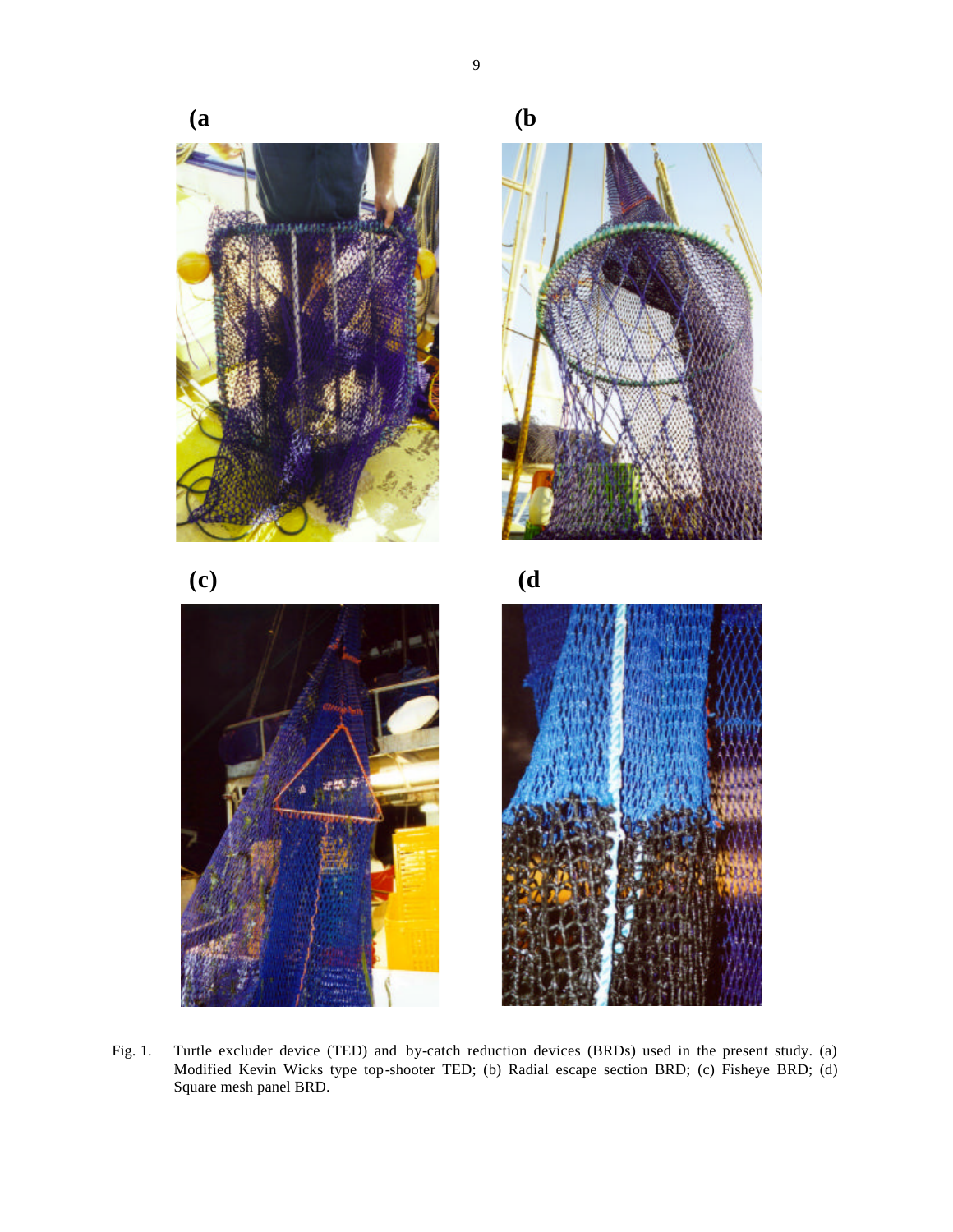(a

(b

(c)

(d

Fig. 1. Turtle excluder device (TED) and by-catch reduction devices (BRDs) used in the present study. (a) Modified Kevin Wicks type top-shooter TED; (b) Radial escape section BRD; (c) Fisheye BRD; (d) Square mesh panel BRD.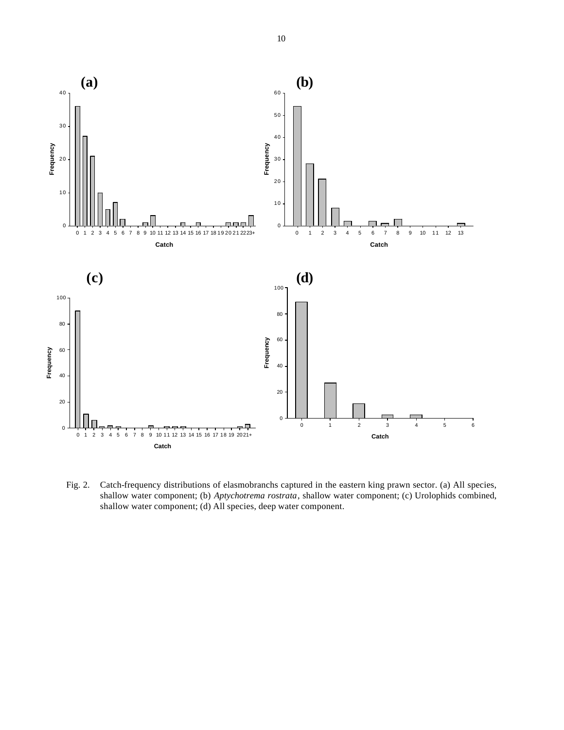Fig. 2. Catch-frequency distributions of elasmobranchs captured in the eastern king prawn sector. (a) All species, shallow water component; (b) *Aptychotrema rostrata*, shallow water component; (c) Urolophids combined, shallow water component; (d) All species, deep water component.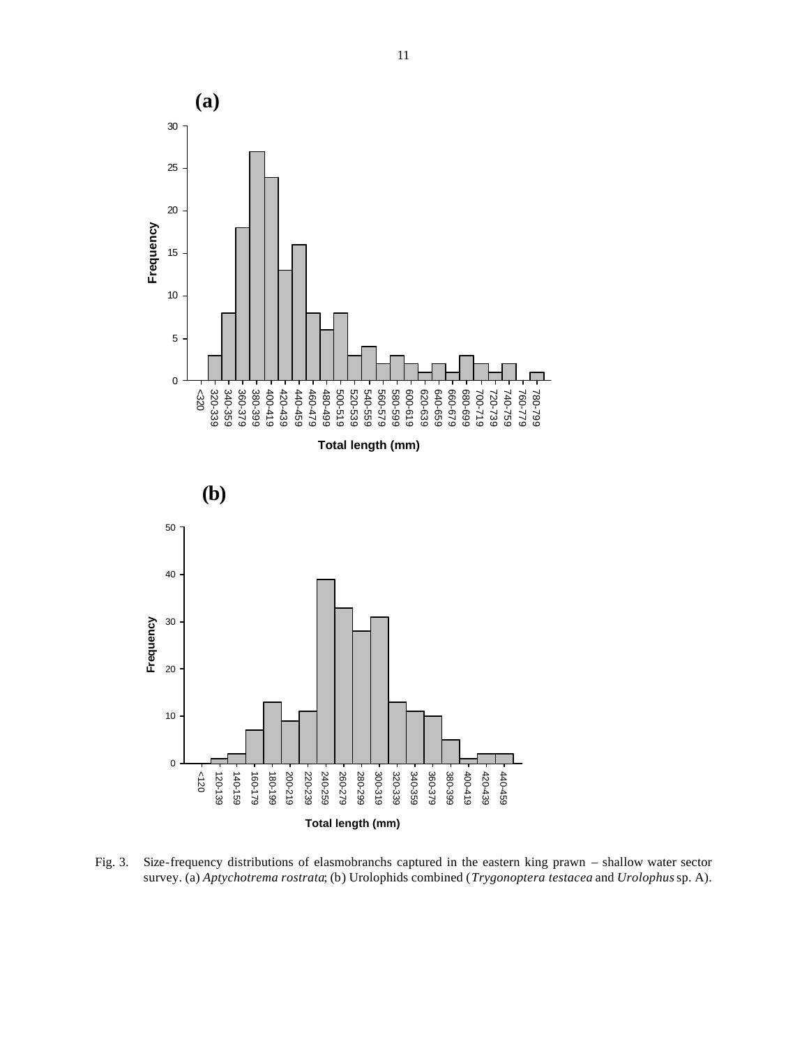**(a)**

30
25
20
15
10
5
0

Frequency

<320
320-339
340-359
360-379
380-399
400-419
420-439
440-459
460-479
480-499
500-519
520-539
540-559
560-579
580-599
600-619
620-639
640-659
660-679
680-699
700-719
720-739
740-759
760-779
780-799

Total length (mm)

**(b)**

50
40
30
20
10
0

Frequency

<120
120-139
140-159
160-179
180-199
200-219
220-239
240-259
260-279
280-299
300-319
320-339
340-359
360-379
380-399
400-419
420-439
440-459

Total length (mm)

Fig. 3. Size-frequency distributions of elasmobranchs captured in the eastern king prawn – shallow water sector survey. (a) *Aptychotrema rostrata*; (b) Urolophids combined (*Trygonoptera testacea* and *Urolophus* sp. A).